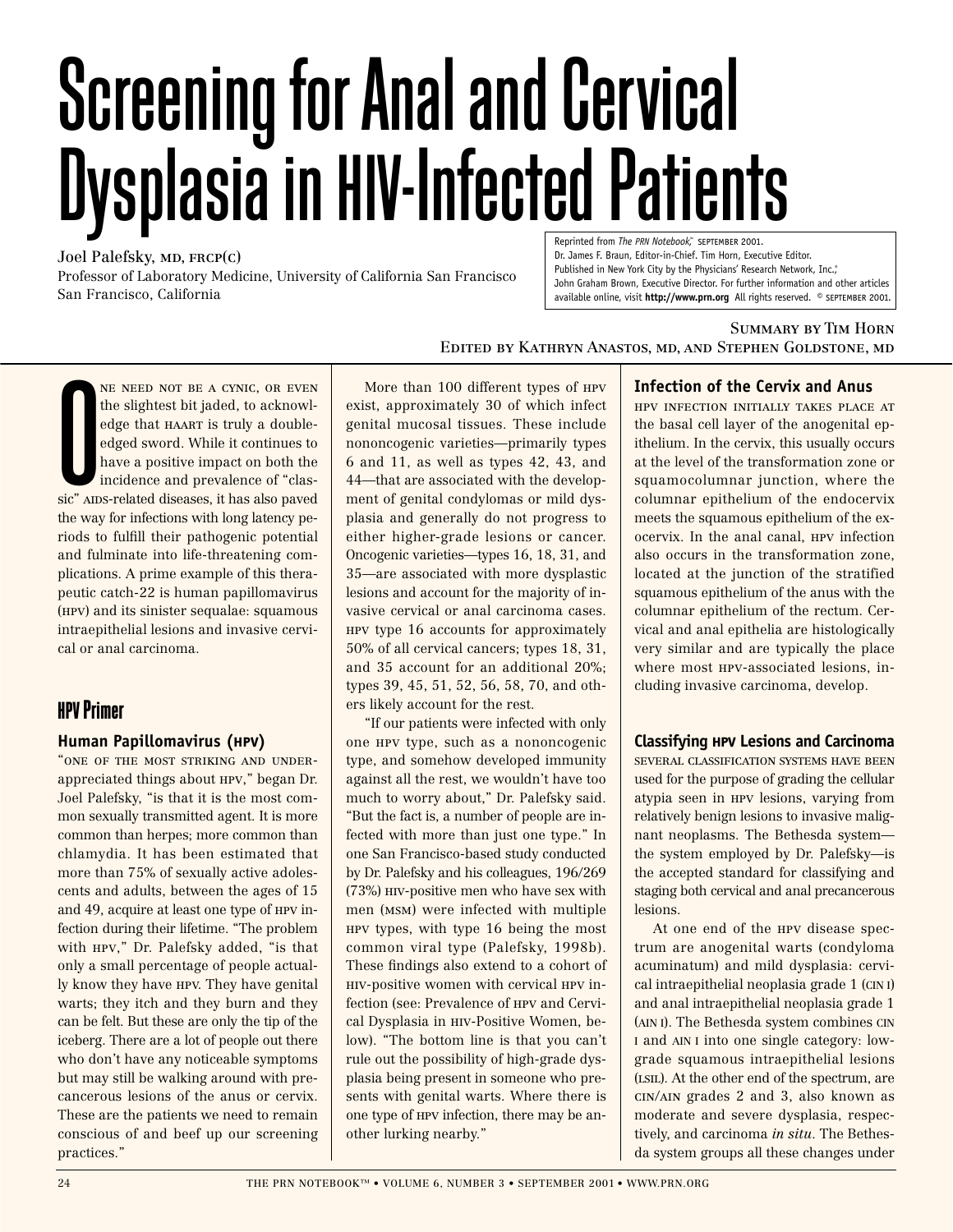# Screening for Anal and Cervical Dysplasia in HIV-Infected Patients

Joel Palefsky, MD, FRCP(C)
Professor of Laboratory Medicine, University of California San Francisco
San Francisco, California

Reprinted from *The PRN Notebook*,™ SEPTEMBER 2001.
Dr. James F. Braun, Editor-in-Chief. Tim Horn, Executive Editor.
Published in New York City by the Physicians' Research Network, Inc.,®
John Graham Brown, Executive Director. For further information and other articles available online, visit **http://www.prn.org** All rights reserved. © SEPTEMBER 2001.

Summary by Tim Horn
Edited by Kathryn Anastos, MD, and Stephen Goldstone, MD

One need not be a cynic, or even the slightest bit jaded, to acknowledge that HAART is truly a double-edged sword. While it continues to have a positive impact on both the incidence and prevalence of "classic" AIDS-related diseases, it has also paved the way for infections with long latency periods to fulfill their pathogenic potential and fulminate into life-threatening complications. A prime example of this therapeutic catch-22 is human papillomavirus (HPV) and its sinister sequalae: squamous intraepithelial lesions and invasive cervical or anal carcinoma.

## HPV Primer

### Human Papillomavirus (HPV)

"One of the most striking and under-appreciated things about HPV," began Dr. Joel Palefsky, "is that it is the most common sexually transmitted agent. It is more common than herpes; more common than chlamydia. It has been estimated that more than 75% of sexually active adolescents and adults, between the ages of 15 and 49, acquire at least one type of HPV infection during their lifetime. "The problem with HPV," Dr. Palefsky added, "is that only a small percentage of people actually know they have HPV. They have genital warts; they itch and they burn and they can be felt. But these are only the tip of the iceberg. There are a lot of people out there who don't have any noticeable symptoms but may still be walking around with precancerous lesions of the anus or cervix. These are the patients we need to remain conscious of and beef up our screening practices."

More than 100 different types of HPV exist, approximately 30 of which infect genital mucosal tissues. These include nononcogenic varieties—primarily types 6 and 11, as well as types 42, 43, and 44—that are associated with the development of genital condylomas or mild dysplasia and generally do not progress to either higher-grade lesions or cancer. Oncogenic varieties—types 16, 18, 31, and 35—are associated with more dysplastic lesions and account for the majority of invasive cervical or anal carcinoma cases. HPV type 16 accounts for approximately 50% of all cervical cancers; types 18, 31, and 35 account for an additional 20%; types 39, 45, 51, 52, 56, 58, 70, and others likely account for the rest.

"If our patients were infected with only one HPV type, such as a nononcogenic type, and somehow developed immunity against all the rest, we wouldn't have too much to worry about," Dr. Palefsky said. "But the fact is, a number of people are infected with more than just one type." In one San Francisco-based study conducted by Dr. Palefsky and his colleagues, 196/269 (73%) HIV-positive men who have sex with men (MSM) were infected with multiple HPV types, with type 16 being the most common viral type (Palefsky, 1998b). These findings also extend to a cohort of HIV-positive women with cervical HPV infection (see: Prevalence of HPV and Cervical Dysplasia in HIV-Positive Women, below). "The bottom line is that you can't rule out the possibility of high-grade dysplasia being present in someone who presents with genital warts. Where there is one type of HPV infection, there may be another lurking nearby."

### Infection of the Cervix and Anus

HPV infection initially takes place at the basal cell layer of the anogenital epithelium. In the cervix, this usually occurs at the level of the transformation zone or squamocolumnar junction, where the columnar epithelium of the endocervix meets the squamous epithelium of the exocervix. In the anal canal, HPV infection also occurs in the transformation zone, located at the junction of the stratified squamous epithelium of the anus with the columnar epithelium of the rectum. Cervical and anal epithelia are histologically very similar and are typically the place where most HPV-associated lesions, including invasive carcinoma, develop.

### Classifying HPV Lesions and Carcinoma

Several classification systems have been used for the purpose of grading the cellular atypia seen in HPV lesions, varying from relatively benign lesions to invasive malignant neoplasms. The Bethesda system—the system employed by Dr. Palefsky—is the accepted standard for classifying and staging both cervical and anal precancerous lesions.

At one end of the HPV disease spectrum are anogenital warts (condyloma acuminatum) and mild dysplasia: cervical intraepithelial neoplasia grade 1 (CIN I) and anal intraepithelial neoplasia grade 1 (AIN I). The Bethesda system combines CIN I and AIN I into one single category: low-grade squamous intraepithelial lesions (LSIL). At the other end of the spectrum, are CIN/AIN grades 2 and 3, also known as moderate and severe dysplasia, respectively, and carcinoma *in situ*. The Bethesda system groups all these changes under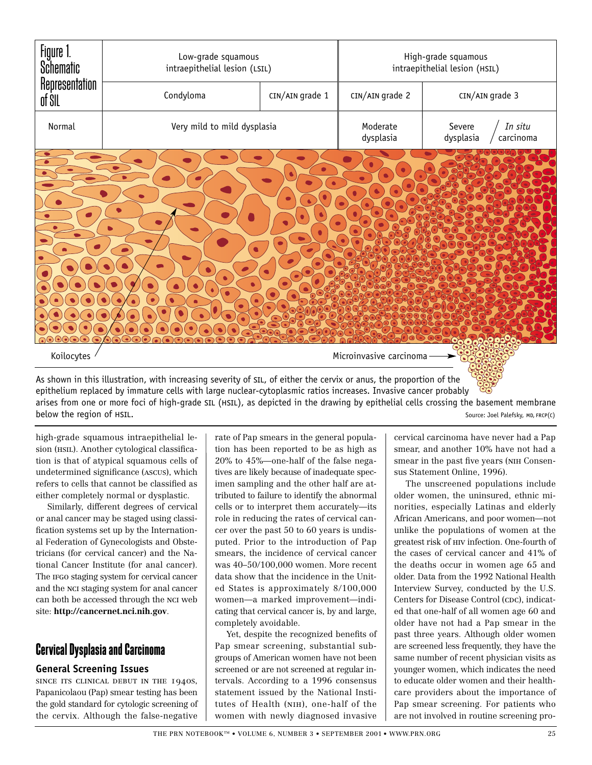**Figure 1. Schematic Representation of SIL**

| | Low-grade squamous intraepithelial lesion (LSIL) | | High-grade squamous intraepithelial lesion (HSIL) | |
|---|---|---|---|---|
| | Condyloma | CIN/AIN grade 1 | CIN/AIN grade 2 | CIN/AIN grade 3 |
| Normal | Very mild to mild dysplasia | | Moderate dysplasia | Severe dysplasia / *In situ* carcinoma |

Koilocytes

Microinvasive carcinoma

As shown in this illustration, with increasing severity of SIL, of either the cervix or anus, the proportion of the epithelium replaced by immature cells with large nuclear-cytoplasmic ratios increases. Invasive cancer probably arises from one or more foci of high-grade SIL (HSIL), as depicted in the drawing by epithelial cells crossing the basement membrane below the region of HSIL.

Source: Joel Palefsky, MD, FRCP(C)

high-grade squamous intraepithelial lesion (HSIL). Another cytological classification is that of atypical squamous cells of undetermined significance (ASCUS), which refers to cells that cannot be classified as either completely normal or dysplastic.

Similarly, different degrees of cervical or anal cancer may be staged using classification systems set up by the International Federation of Gynecologists and Obstetricians (for cervical cancer) and the National Cancer Institute (for anal cancer). The IFGO staging system for cervical cancer and the NCI staging system for anal cancer can both be accessed through the NCI web site: **http://cancernet.nci.nih.gov**.

## Cervical Dysplasia and Carcinoma

### General Screening Issues

SINCE ITS CLINICAL DEBUT IN THE 1940S, Papanicolaou (Pap) smear testing has been the gold standard for cytologic screening of the cervix. Although the false-negative rate of Pap smears in the general population has been reported to be as high as 20% to 45%—one-half of the false negatives are likely because of inadequate specimen sampling and the other half are attributed to failure to identify the abnormal cells or to interpret them accurately—its role in reducing the rates of cervical cancer over the past 50 to 60 years is undisputed. Prior to the introduction of Pap smears, the incidence of cervical cancer was 40–50/100,000 women. More recent data show that the incidence in the United States is approximately 8/100,000 women—a marked improvement—indicating that cervical cancer is, by and large, completely avoidable.

Yet, despite the recognized benefits of Pap smear screening, substantial subgroups of American women have not been screened or are not screened at regular intervals. According to a 1996 consensus statement issued by the National Institutes of Health (NIH), one-half of the women with newly diagnosed invasive cervical carcinoma have never had a Pap smear, and another 10% have not had a smear in the past five years (NIH Consensus Statement Online, 1996).

The unscreened populations include older women, the uninsured, ethnic minorities, especially Latinas and elderly African Americans, and poor women—not unlike the populations of women at the greatest risk of HIV infection. One-fourth of the cases of cervical cancer and 41% of the deaths occur in women age 65 and older. Data from the 1992 National Health Interview Survey, conducted by the U.S. Centers for Disease Control (CDC), indicated that one-half of all women age 60 and older have not had a Pap smear in the past three years. Although older women are screened less frequently, they have the same number of recent physician visits as younger women, which indicates the need to educate older women and their healthcare providers about the importance of Pap smear screening. For patients who are not involved in routine screening pro-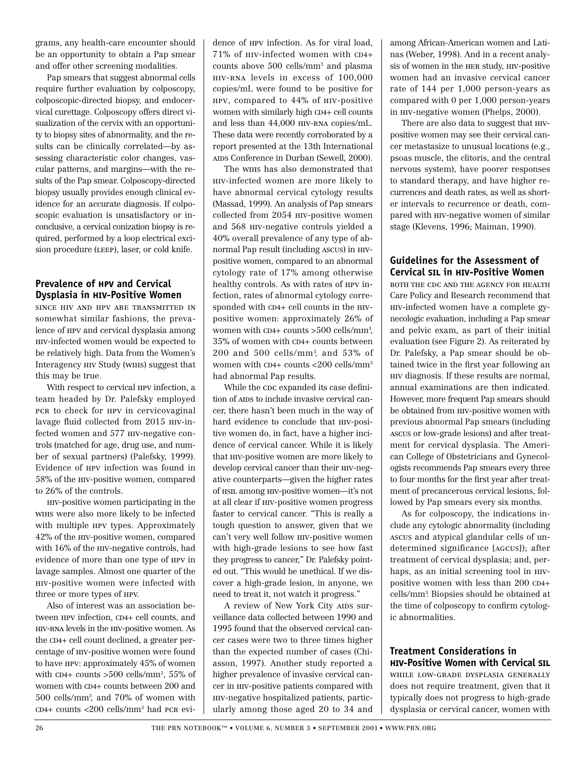grams, any health-care encounter should be an opportunity to obtain a Pap smear and offer other screening modalities.

Pap smears that suggest abnormal cells require further evaluation by colposcopy, colposcopic-directed biopsy, and endocervical curettage. Colposcopy offers direct visualization of the cervix with an opportunity to biopsy sites of abnormality, and the results can be clinically correlated—by assessing characteristic color changes, vascular patterns, and margins—with the results of the Pap smear. Colposcopy-directed biopsy usually provides enough clinical evidence for an accurate diagnosis. If colposcopic evaluation is unsatisfactory or inconclusive, a cervical conization biopsy is required, performed by a loop electrical excision procedure (LEEP), laser, or cold knife.

## Prevalence of HPV and Cervical Dysplasia in HIV-Positive Women

SINCE HIV AND HPV ARE TRANSMITTED IN somewhat similar fashions, the prevalence of HPV and cervical dysplasia among HIV-infected women would be expected to be relatively high. Data from the Women's Interagency HIV Study (WIHS) suggest that this may be true.

With respect to cervical HPV infection, a team headed by Dr. Palefsky employed PCR to check for HPV in cervicovaginal lavage fluid collected from 2015 HIV-infected women and 577 HIV-negative controls (matched for age, drug use, and number of sexual partners) (Palefsky, 1999). Evidence of HPV infection was found in 58% of the HIV-positive women, compared to 26% of the controls.

HIV-positive women participating in the WIHS were also more likely to be infected with multiple HPV types. Approximately 42% of the HIV-positive women, compared with 16% of the HIV-negative controls, had evidence of more than one type of HPV in lavage samples. Almost one quarter of the HIV-positive women were infected with three or more types of HPV.

Also of interest was an association between HPV infection, CD4+ cell counts, and HIV-RNA levels in the HIV-positive women. As the CD4+ cell count declined, a greater percentage of HIV-positive women were found to have HPV: approximately 45% of women with CD4+ counts >500 cells/mm$^3$, 55% of women with CD4+ counts between 200 and 500 cells/mm$^3$, and 70% of women with CD4+ counts <200 cells/mm$^3$ had PCR evidence of HPV infection. As for viral load, 71% of HIV-infected women with CD4+ counts above 500 cells/mm$^3$ and plasma HIV-RNA levels in excess of 100,000 copies/mL were found to be positive for HPV, compared to 44% of HIV-positive women with similarly high CD4+ cell counts and less than 44,000 HIV-RNA copies/mL. These data were recently corroborated by a report presented at the 13th International AIDS Conference in Durban (Sewell, 2000).

The WIHS has also demonstrated that HIV-infected women are more likely to have abnormal cervical cytology results (Massad, 1999). An analysis of Pap smears collected from 2054 HIV-positive women and 568 HIV-negative controls yielded a 40% overall prevalence of any type of abnormal Pap result (including ASCUS) in HIV-positive women, compared to an abnormal cytology rate of 17% among otherwise healthy controls. As with rates of HPV infection, rates of abnormal cytology corresponded with CD4+ cell counts in the HIV-positive women: approximately 26% of women with CD4+ counts >500 cells/mm$^3$, 35% of women with CD4+ counts between 200 and 500 cells/mm$^3$, and 53% of women with CD4+ counts <200 cells/mm$^3$ had abnormal Pap results.

While the CDC expanded its case definition of AIDS to include invasive cervical cancer, there hasn't been much in the way of hard evidence to conclude that HIV-positive women do, in fact, have a higher incidence of cervical cancer. While it is likely that HIV-positive women are more likely to develop cervical cancer than their HIV-negative counterparts—given the higher rates of HSIL among HIV-positive women—it's not at all clear if HIV-positive women progress faster to cervical cancer. "This is really a tough question to answer, given that we can't very well follow HIV-positive women with high-grade lesions to see how fast they progress to cancer," Dr. Palefsky pointed out. "This would be unethical. If we discover a high-grade lesion, in anyone, we need to treat it, not watch it progress."

A review of New York City AIDS surveillance data collected between 1990 and 1995 found that the observed cervical cancer cases were two to three times higher than the expected number of cases (Chiasson, 1997). Another study reported a higher prevalence of invasive cervical cancer in HIV-positive patients compared with HIV-negative hospitalized patients, particularly among those aged 20 to 34 and among African-American women and Latinas (Weber, 1998). And in a recent analysis of women in the HER study, HIV-positive women had an invasive cervical cancer rate of 144 per 1,000 person-years as compared with 0 per 1,000 person-years in HIV-negative women (Phelps, 2000).

There are also data to suggest that HIV-positive women may see their cervical cancer metastasize to unusual locations (e.g., psoas muscle, the clitoris, and the central nervous system), have poorer responses to standard therapy, and have higher recurrences and death rates, as well as shorter intervals to recurrence or death, compared with HIV-negative women of similar stage (Klevens, 1996; Maiman, 1990).

## Guidelines for the Assessment of Cervical SIL in HIV-Positive Women

BOTH THE CDC AND THE AGENCY FOR HEALTH Care Policy and Research recommend that HIV-infected women have a complete gynecologic evaluation, including a Pap smear and pelvic exam, as part of their initial evaluation (see Figure 2). As reiterated by Dr. Palefsky, a Pap smear should be obtained twice in the first year following an HIV diagnosis. If these results are normal, annual examinations are then indicated. However, more frequent Pap smears should be obtained from HIV-positive women with previous abnormal Pap smears (including ASCUS or low-grade lesions) and after treatment for cervical dysplasia. The American College of Obstetricians and Gynecologists recommends Pap smears every three to four months for the first year after treatment of precancerous cervical lesions, followed by Pap smears every six months.

As for colposcopy, the indications include any cytologic abnormality (including ASCUS and atypical glandular cells of undetermined significance [AGCUS]); after treatment of cervical dysplasia; and, perhaps, as an initial screening tool in HIV-positive women with less than 200 CD4+ cells/mm$^3$. Biopsies should be obtained at the time of colposcopy to confirm cytologic abnormalities.

## Treatment Considerations in HIV-Positive Women with Cervical SIL

WHILE LOW-GRADE DYSPLASIA GENERALLY does not require treatment, given that it typically does not progress to high-grade dysplasia or cervical cancer, women with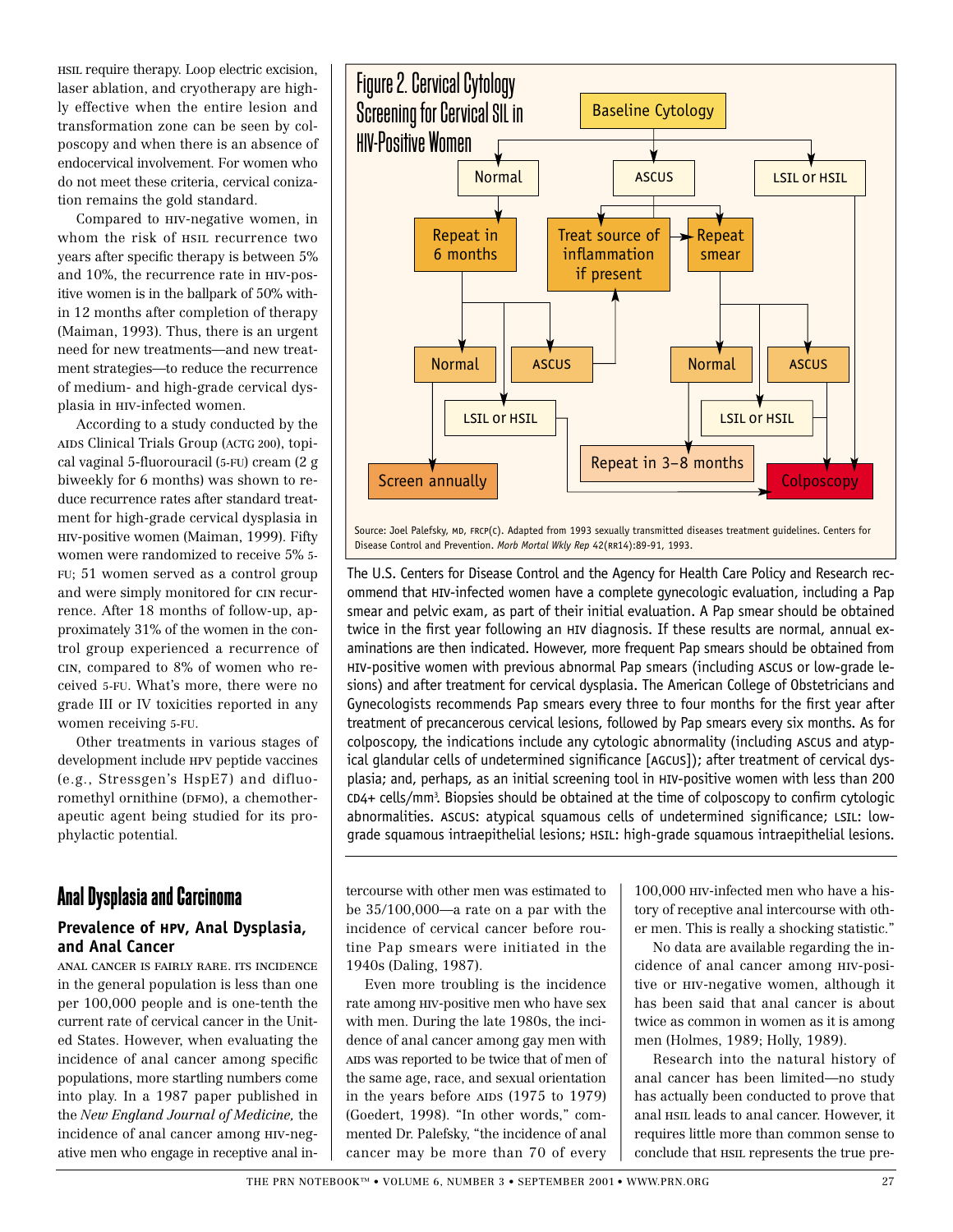HSIL require therapy. Loop electric excision, laser ablation, and cryotherapy are highly effective when the entire lesion and transformation zone can be seen by colposcopy and when there is an absence of endocervical involvement. For women who do not meet these criteria, cervical conization remains the gold standard.

Compared to HIV-negative women, in whom the risk of HSIL recurrence two years after specific therapy is between 5% and 10%, the recurrence rate in HIV-positive women is in the ballpark of 50% within 12 months after completion of therapy (Maiman, 1993). Thus, there is an urgent need for new treatments—and new treatment strategies—to reduce the recurrence of medium- and high-grade cervical dysplasia in HIV-infected women.

According to a study conducted by the AIDS Clinical Trials Group (ACTG 200), topical vaginal 5-fluorouracil (5-FU) cream (2 g biweekly for 6 months) was shown to reduce recurrence rates after standard treatment for high-grade cervical dysplasia in HIV-positive women (Maiman, 1999). Fifty women were randomized to receive 5% 5-FU; 51 women served as a control group and were simply monitored for CIN recurrence. After 18 months of follow-up, approximately 31% of the women in the control group experienced a recurrence of CIN, compared to 8% of women who received 5-FU. What's more, there were no grade III or IV toxicities reported in any women receiving 5-FU.

Other treatments in various stages of development include HPV peptide vaccines (e.g., Stressgen's HspE7) and difluoromethyl ornithine (DFMO), a chemotherapeutic agent being studied for its prophylactic potential.

**Figure 2. Cervical Cytology Screening for Cervical SIL in HIV-Positive Women**

- Baseline Cytology
  - Normal → Repeat in 6 months
    - Normal → Screen annually
    - ASCUS → Treat source of inflammation if present
    - LSIL or HSIL → Colposcopy
  - ASCUS → Treat source of inflammation if present → Repeat smear
    - Normal → Repeat in 3–8 months
    - ASCUS → Colposcopy
    - LSIL or HSIL → Colposcopy
  - LSIL or HSIL → Colposcopy

Source: Joel Palefsky, MD, FRCP(C). Adapted from 1993 sexually transmitted diseases treatment guidelines. Centers for Disease Control and Prevention. *Morb Mortal Wkly Rep* 42(RR14):89-91, 1993.

The U.S. Centers for Disease Control and the Agency for Health Care Policy and Research recommend that HIV-infected women have a complete gynecologic evaluation, including a Pap smear and pelvic exam, as part of their initial evaluation. A Pap smear should be obtained twice in the first year following an HIV diagnosis. If these results are normal, annual examinations are then indicated. However, more frequent Pap smears should be obtained from HIV-positive women with previous abnormal Pap smears (including ASCUS or low-grade lesions) and after treatment for cervical dysplasia. The American College of Obstetricians and Gynecologists recommends Pap smears every three to four months for the first year after treatment of precancerous cervical lesions, followed by Pap smears every six months. As for colposcopy, the indications include any cytologic abnormality (including ASCUS and atypical glandular cells of undetermined significance [AGCUS]); after treatment of cervical dysplasia; and, perhaps, as an initial screening tool in HIV-positive women with less than 200 CD4+ cells/mm³. Biopsies should be obtained at the time of colposcopy to confirm cytologic abnormalities. ASCUS: atypical squamous cells of undetermined significance; LSIL: low-grade squamous intraepithelial lesions; HSIL: high-grade squamous intraepithelial lesions.

## Anal Dysplasia and Carcinoma

### Prevalence of HPV, Anal Dysplasia, and Anal Cancer

ANAL CANCER IS FAIRLY RARE. ITS INCIDENCE in the general population is less than one per 100,000 people and is one-tenth the current rate of cervical cancer in the United States. However, when evaluating the incidence of anal cancer among specific populations, more startling numbers come into play. In a 1987 paper published in the *New England Journal of Medicine,* the incidence of anal cancer among HIV-negative men who engage in receptive anal intercourse with other men was estimated to be 35/100,000—a rate on a par with the incidence of cervical cancer before routine Pap smears were initiated in the 1940s (Daling, 1987).

Even more troubling is the incidence rate among HIV-positive men who have sex with men. During the late 1980s, the incidence of anal cancer among gay men with AIDS was reported to be twice that of men of the same age, race, and sexual orientation in the years before AIDS (1975 to 1979) (Goedert, 1998). "In other words," commented Dr. Palefsky, "the incidence of anal cancer may be more than 70 of every 100,000 HIV-infected men who have a history of receptive anal intercourse with other men. This is really a shocking statistic."

No data are available regarding the incidence of anal cancer among HIV-positive or HIV-negative women, although it has been said that anal cancer is about twice as common in women as it is among men (Holmes, 1989; Holly, 1989).

Research into the natural history of anal cancer has been limited—no study has actually been conducted to prove that anal HSIL leads to anal cancer. However, it requires little more than common sense to conclude that HSIL represents the true pre-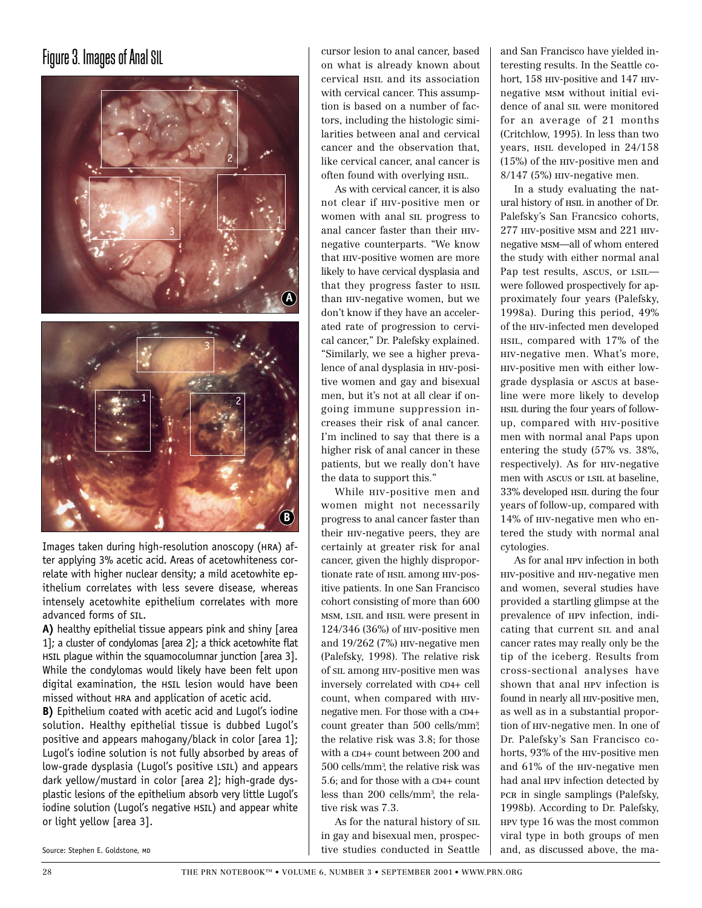## Figure 3. Images of Anal SIL

Images taken during high-resolution anoscopy (HRA) after applying 3% acetic acid. Areas of acetowhiteness correlate with higher nuclear density; a mild acetowhite epithelium correlates with less severe disease, whereas intensely acetowhite epithelium correlates with more advanced forms of SIL.

**A)** healthy epithelial tissue appears pink and shiny [area 1]; a cluster of condylomas [area 2]; a thick acetowhite flat HSIL plaque within the squamocolumnar junction [area 3]. While the condylomas would likely have been felt upon digital examination, the HSIL lesion would have been missed without HRA and application of acetic acid.

**B)** Epithelium coated with acetic acid and Lugol's iodine solution. Healthy epithelial tissue is dubbed Lugol's positive and appears mahogany/black in color [area 1]; Lugol's iodine solution is not fully absorbed by areas of low-grade dysplasia (Lugol's positive LSIL) and appears dark yellow/mustard in color [area 2]; high-grade dysplastic lesions of the epithelium absorb very little Lugol's iodine solution (Lugol's negative HSIL) and appear white or light yellow [area 3].

Source: Stephen E. Goldstone, MD

cursor lesion to anal cancer, based on what is already known about cervical HSIL and its association with cervical cancer. This assumption is based on a number of factors, including the histologic similarities between anal and cervical cancer and the observation that, like cervical cancer, anal cancer is often found with overlying HSIL.

As with cervical cancer, it is also not clear if HIV-positive men or women with anal SIL progress to anal cancer faster than their HIV-negative counterparts. "We know that HIV-positive women are more likely to have cervical dysplasia and that they progress faster to HSIL than HIV-negative women, but we don't know if they have an accelerated rate of progression to cervical cancer," Dr. Palefsky explained. "Similarly, we see a higher prevalence of anal dysplasia in HIV-positive women and gay and bisexual men, but it's not at all clear if ongoing immune suppression increases their risk of anal cancer. I'm inclined to say that there is a higher risk of anal cancer in these patients, but we really don't have the data to support this."

While HIV-positive men and women might not necessarily progress to anal cancer faster than their HIV-negative peers, they are certainly at greater risk for anal cancer, given the highly disproportionate rate of HSIL among HIV-positive patients. In one San Francisco cohort consisting of more than 600 MSM, LSIL and HSIL were present in 124/346 (36%) of HIV-positive men and 19/262 (7%) HIV-negative men (Palefsky, 1998). The relative risk of SIL among HIV-positive men was inversely correlated with CD4+ cell count, when compared with HIV-negative men. For those with a CD4+ count greater than 500 cells/mm$^3$, the relative risk was 3.8; for those with a CD4+ count between 200 and 500 cells/mm$^3$, the relative risk was 5.6; and for those with a CD4+ count less than 200 cells/mm$^3$, the relative risk was 7.3.

As for the natural history of SIL in gay and bisexual men, prospective studies conducted in Seattle and San Francisco have yielded interesting results. In the Seattle cohort, 158 HIV-positive and 147 HIV-negative MSM without initial evidence of anal SIL were monitored for an average of 21 months (Critchlow, 1995). In less than two years, HSIL developed in 24/158 (15%) of the HIV-positive men and 8/147 (5%) HIV-negative men.

In a study evaluating the natural history of HSIL in another of Dr. Palefsky's San Francsico cohorts, 277 HIV-positive MSM and 221 HIV-negative MSM—all of whom entered the study with either normal anal Pap test results, ASCUS, or LSIL—were followed prospectively for approximately four years (Palefsky, 1998a). During this period, 49% of the HIV-infected men developed HSIL, compared with 17% of the HIV-negative men. What's more, HIV-positive men with either low-grade dysplasia or ASCUS at baseline were more likely to develop HSIL during the four years of follow-up, compared with HIV-positive men with normal anal Paps upon entering the study (57% vs. 38%, respectively). As for HIV-negative men with ASCUS or LSIL at baseline, 33% developed HSIL during the four years of follow-up, compared with 14% of HIV-negative men who entered the study with normal anal cytologies.

As for anal HPV infection in both HIV-positive and HIV-negative men and women, several studies have provided a startling glimpse at the prevalence of HPV infection, indicating that current SIL and anal cancer rates may really only be the tip of the iceberg. Results from cross-sectional analyses have shown that anal HPV infection is found in nearly all HIV-positive men, as well as in a substantial proportion of HIV-negative men. In one of Dr. Palefsky's San Francisco cohorts, 93% of the HIV-positive men and 61% of the HIV-negative men had anal HPV infection detected by PCR in single samplings (Palefsky, 1998b). According to Dr. Palefsky, HPV type 16 was the most common viral type in both groups of men and, as discussed above, the ma-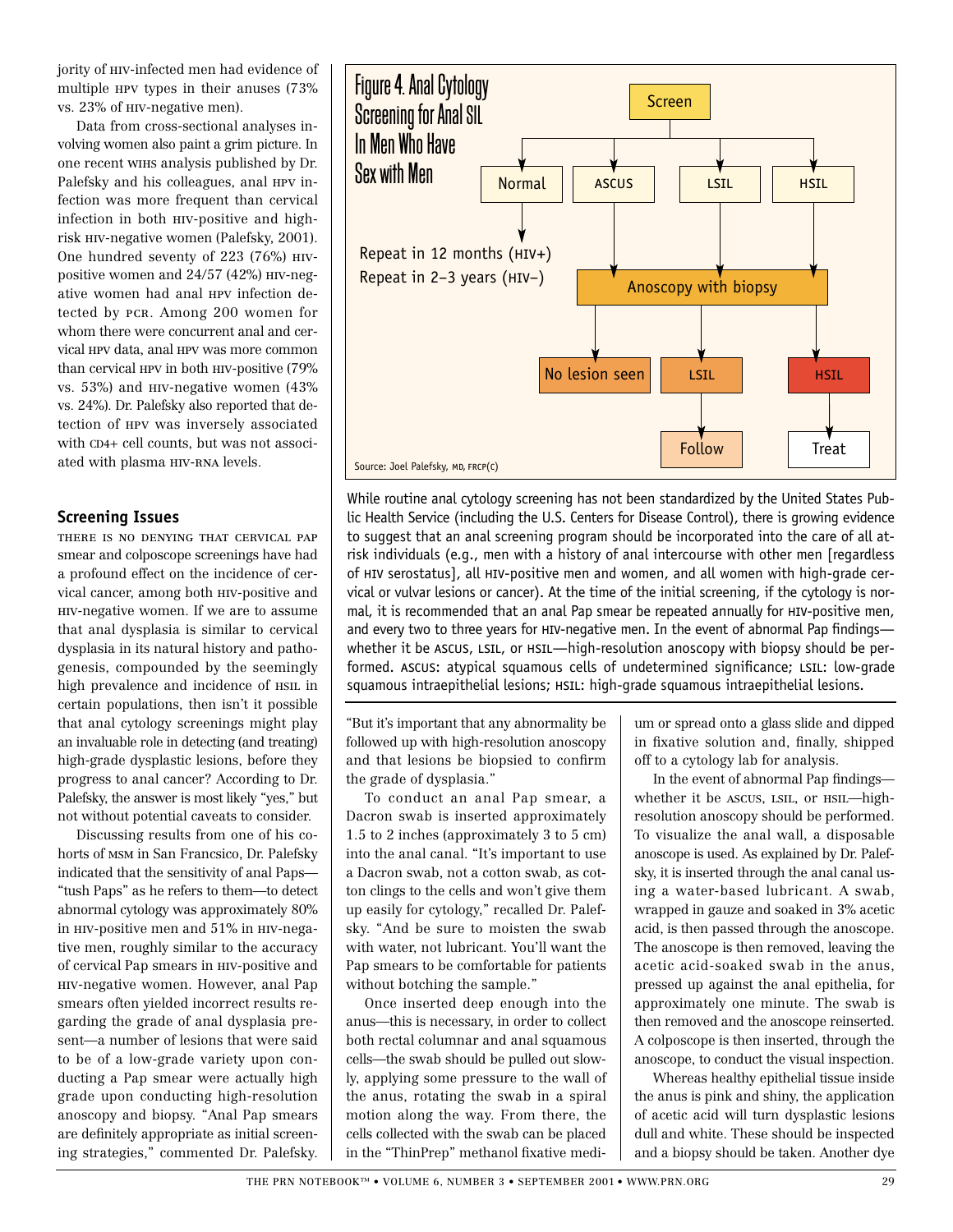jority of HIV-infected men had evidence of multiple HPV types in their anuses (73% vs. 23% of HIV-negative men).

Data from cross-sectional analyses involving women also paint a grim picture. In one recent WIHS analysis published by Dr. Palefsky and his colleagues, anal HPV infection was more frequent than cervical infection in both HIV-positive and high-risk HIV-negative women (Palefsky, 2001). One hundred seventy of 223 (76%) HIV-positive women and 24/57 (42%) HIV-negative women had anal HPV infection detected by PCR. Among 200 women for whom there were concurrent anal and cervical HPV data, anal HPV was more common than cervical HPV in both HIV-positive (79% vs. 53%) and HIV-negative women (43% vs. 24%). Dr. Palefsky also reported that detection of HPV was inversely associated with CD4+ cell counts, but was not associated with plasma HIV-RNA levels.

**Figure 4. Anal Cytology Screening for Anal SIL In Men Who Have Sex with Men**

- Screen
  - Normal → Repeat in 12 months (HIV+); Repeat in 2–3 years (HIV–)
  - ASCUS → Anoscopy with biopsy
  - LSIL → Anoscopy with biopsy
  - HSIL → Anoscopy with biopsy
- Anoscopy with biopsy
  - No lesion seen → Follow
  - LSIL → Follow
  - HSIL → Treat

Source: Joel Palefsky, MD, FRCP(C)

While routine anal cytology screening has not been standardized by the United States Public Health Service (including the U.S. Centers for Disease Control), there is growing evidence to suggest that an anal screening program should be incorporated into the care of all at-risk individuals (e.g., men with a history of anal intercourse with other men [regardless of HIV serostatus], all HIV-positive men and women, and all women with high-grade cervical or vulvar lesions or cancer). At the time of the initial screening, if the cytology is normal, it is recommended that an anal Pap smear be repeated annually for HIV-positive men, and every two to three years for HIV-negative men. In the event of abnormal Pap findings—whether it be ASCUS, LSIL, or HSIL—high-resolution anoscopy with biopsy should be performed. ASCUS: atypical squamous cells of undetermined significance; LSIL: low-grade squamous intraepithelial lesions; HSIL: high-grade squamous intraepithelial lesions.

## Screening Issues

THERE IS NO DENYING THAT CERVICAL PAP smear and colposcope screenings have had a profound effect on the incidence of cervical cancer, among both HIV-positive and HIV-negative women. If we are to assume that anal dysplasia is similar to cervical dysplasia in its natural history and pathogenesis, compounded by the seemingly high prevalence and incidence of HSIL in certain populations, then isn't it possible that anal cytology screenings might play an invaluable role in detecting (and treating) high-grade dysplastic lesions, before they progress to anal cancer? According to Dr. Palefsky, the answer is most likely "yes," but not without potential caveats to consider.

Discussing results from one of his cohorts of MSM in San Francsico, Dr. Palefsky indicated that the sensitivity of anal Paps—"tush Paps" as he refers to them—to detect abnormal cytology was approximately 80% in HIV-positive men and 51% in HIV-negative men, roughly similar to the accuracy of cervical Pap smears in HIV-positive and HIV-negative women. However, anal Pap smears often yielded incorrect results regarding the grade of anal dysplasia present—a number of lesions that were said to be of a low-grade variety upon conducting a Pap smear were actually high grade upon conducting high-resolution anoscopy and biopsy. "Anal Pap smears are definitely appropriate as initial screening strategies," commented Dr. Palefsky. "But it's important that any abnormality be followed up with high-resolution anoscopy and that lesions be biopsied to confirm the grade of dysplasia."

To conduct an anal Pap smear, a Dacron swab is inserted approximately 1.5 to 2 inches (approximately 3 to 5 cm) into the anal canal. "It's important to use a Dacron swab, not a cotton swab, as cotton clings to the cells and won't give them up easily for cytology," recalled Dr. Palefsky. "And be sure to moisten the swab with water, not lubricant. You'll want the Pap smears to be comfortable for patients without botching the sample."

Once inserted deep enough into the anus—this is necessary, in order to collect both rectal columnar and anal squamous cells—the swab should be pulled out slowly, applying some pressure to the wall of the anus, rotating the swab in a spiral motion along the way. From there, the cells collected with the swab can be placed in the "ThinPrep" methanol fixative medium or spread onto a glass slide and dipped in fixative solution and, finally, shipped off to a cytology lab for analysis.

In the event of abnormal Pap findings—whether it be ASCUS, LSIL, or HSIL—high-resolution anoscopy should be performed. To visualize the anal wall, a disposable anoscope is used. As explained by Dr. Palefsky, it is inserted through the anal canal using a water-based lubricant. A swab, wrapped in gauze and soaked in 3% acetic acid, is then passed through the anoscope. The anoscope is then removed, leaving the acetic acid-soaked swab in the anus, pressed up against the anal epithelia, for approximately one minute. The swab is then removed and the anoscope reinserted. A colposcope is then inserted, through the anoscope, to conduct the visual inspection.

Whereas healthy epithelial tissue inside the anus is pink and shiny, the application of acetic acid will turn dysplastic lesions dull and white. These should be inspected and a biopsy should be taken. Another dye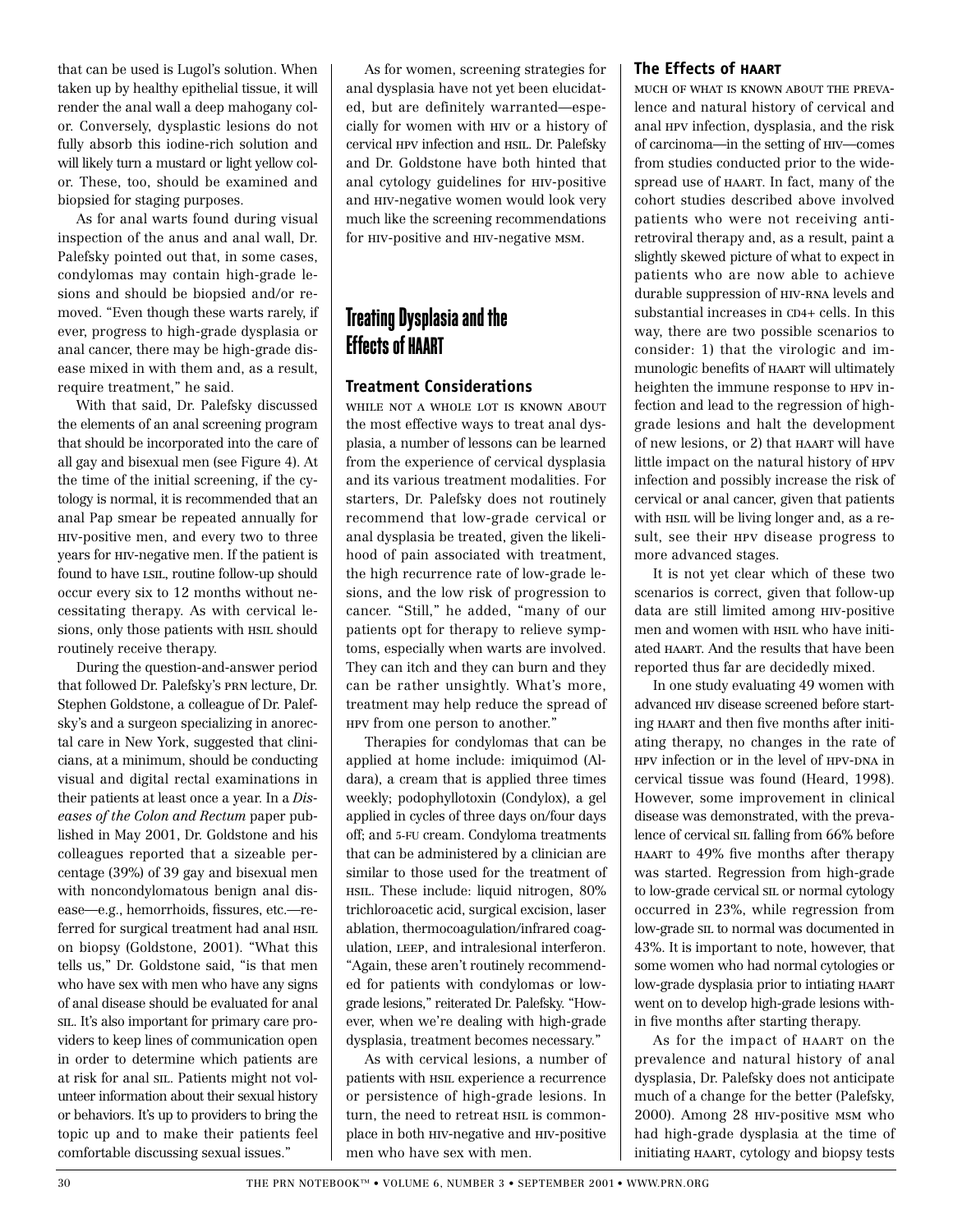that can be used is Lugol's solution. When taken up by healthy epithelial tissue, it will render the anal wall a deep mahogany color. Conversely, dysplastic lesions do not fully absorb this iodine-rich solution and will likely turn a mustard or light yellow color. These, too, should be examined and biopsied for staging purposes.

As for anal warts found during visual inspection of the anus and anal wall, Dr. Palefsky pointed out that, in some cases, condylomas may contain high-grade lesions and should be biopsied and/or removed. "Even though these warts rarely, if ever, progress to high-grade dysplasia or anal cancer, there may be high-grade disease mixed in with them and, as a result, require treatment," he said.

With that said, Dr. Palefsky discussed the elements of an anal screening program that should be incorporated into the care of all gay and bisexual men (see Figure 4). At the time of the initial screening, if the cytology is normal, it is recommended that an anal Pap smear be repeated annually for HIV-positive men, and every two to three years for HIV-negative men. If the patient is found to have LSIL, routine follow-up should occur every six to 12 months without necessitating therapy. As with cervical lesions, only those patients with HSIL should routinely receive therapy.

During the question-and-answer period that followed Dr. Palefsky's PRN lecture, Dr. Stephen Goldstone, a colleague of Dr. Palefsky's and a surgeon specializing in anorectal care in New York, suggested that clinicians, at a minimum, should be conducting visual and digital rectal examinations in their patients at least once a year. In a *Diseases of the Colon and Rectum* paper published in May 2001, Dr. Goldstone and his colleagues reported that a sizeable percentage (39%) of 39 gay and bisexual men with noncondylomatous benign anal disease—e.g., hemorrhoids, fissures, etc.—referred for surgical treatment had anal HSIL on biopsy (Goldstone, 2001). "What this tells us," Dr. Goldstone said, "is that men who have sex with men who have any signs of anal disease should be evaluated for anal SIL. It's also important for primary care providers to keep lines of communication open in order to determine which patients are at risk for anal SIL. Patients might not volunteer information about their sexual history or behaviors. It's up to providers to bring the topic up and to make their patients feel comfortable discussing sexual issues."

As for women, screening strategies for anal dysplasia have not yet been elucidated, but are definitely warranted—especially for women with HIV or a history of cervical HPV infection and HSIL. Dr. Palefsky and Dr. Goldstone have both hinted that anal cytology guidelines for HIV-positive and HIV-negative women would look very much like the screening recommendations for HIV-positive and HIV-negative MSM.

## Treating Dysplasia and the Effects of HAART

### Treatment Considerations

WHILE NOT A WHOLE LOT IS KNOWN ABOUT the most effective ways to treat anal dysplasia, a number of lessons can be learned from the experience of cervical dysplasia and its various treatment modalities. For starters, Dr. Palefsky does not routinely recommend that low-grade cervical or anal dysplasia be treated, given the likelihood of pain associated with treatment, the high recurrence rate of low-grade lesions, and the low risk of progression to cancer. "Still," he added, "many of our patients opt for therapy to relieve symptoms, especially when warts are involved. They can itch and they can burn and they can be rather unsightly. What's more, treatment may help reduce the spread of HPV from one person to another."

Therapies for condylomas that can be applied at home include: imiquimod (Aldara), a cream that is applied three times weekly; podophyllotoxin (Condylox), a gel applied in cycles of three days on/four days off; and 5-FU cream. Condyloma treatments that can be administered by a clinician are similar to those used for the treatment of HSIL. These include: liquid nitrogen, 80% trichloroacetic acid, surgical excision, laser ablation, thermocoagulation/infrared coagulation, LEEP, and intralesional interferon. "Again, these aren't routinely recommended for patients with condylomas or low-grade lesions," reiterated Dr. Palefsky. "However, when we're dealing with high-grade dysplasia, treatment becomes necessary."

As with cervical lesions, a number of patients with HSIL experience a recurrence or persistence of high-grade lesions. In turn, the need to retreat HSIL is commonplace in both HIV-negative and HIV-positive men who have sex with men.

### The Effects of HAART

MUCH OF WHAT IS KNOWN ABOUT THE PREVALENCE and natural history of cervical and anal HPV infection, dysplasia, and the risk of carcinoma—in the setting of HIV—comes from studies conducted prior to the widespread use of HAART. In fact, many of the cohort studies described above involved patients who were not receiving antiretroviral therapy and, as a result, paint a slightly skewed picture of what to expect in patients who are now able to achieve durable suppression of HIV-RNA levels and substantial increases in CD4+ cells. In this way, there are two possible scenarios to consider: 1) that the virologic and immunologic benefits of HAART will ultimately heighten the immune response to HPV infection and lead to the regression of high-grade lesions and halt the development of new lesions, or 2) that HAART will have little impact on the natural history of HPV infection and possibly increase the risk of cervical or anal cancer, given that patients with HSIL will be living longer and, as a result, see their HPV disease progress to more advanced stages.

It is not yet clear which of these two scenarios is correct, given that follow-up data are still limited among HIV-positive men and women with HSIL who have initiated HAART. And the results that have been reported thus far are decidedly mixed.

In one study evaluating 49 women with advanced HIV disease screened before starting HAART and then five months after initiating therapy, no changes in the rate of HPV infection or in the level of HPV-DNA in cervical tissue was found (Heard, 1998). However, some improvement in clinical disease was demonstrated, with the prevalence of cervical SIL falling from 66% before HAART to 49% five months after therapy was started. Regression from high-grade to low-grade cervical SIL or normal cytology occurred in 23%, while regression from low-grade SIL to normal was documented in 43%. It is important to note, however, that some women who had normal cytologies or low-grade dysplasia prior to initiating HAART went on to develop high-grade lesions within five months after starting therapy.

As for the impact of HAART on the prevalence and natural history of anal dysplasia, Dr. Palefsky does not anticipate much of a change for the better (Palefsky, 2000). Among 28 HIV-positive MSM who had high-grade dysplasia at the time of initiating HAART, cytology and biopsy tests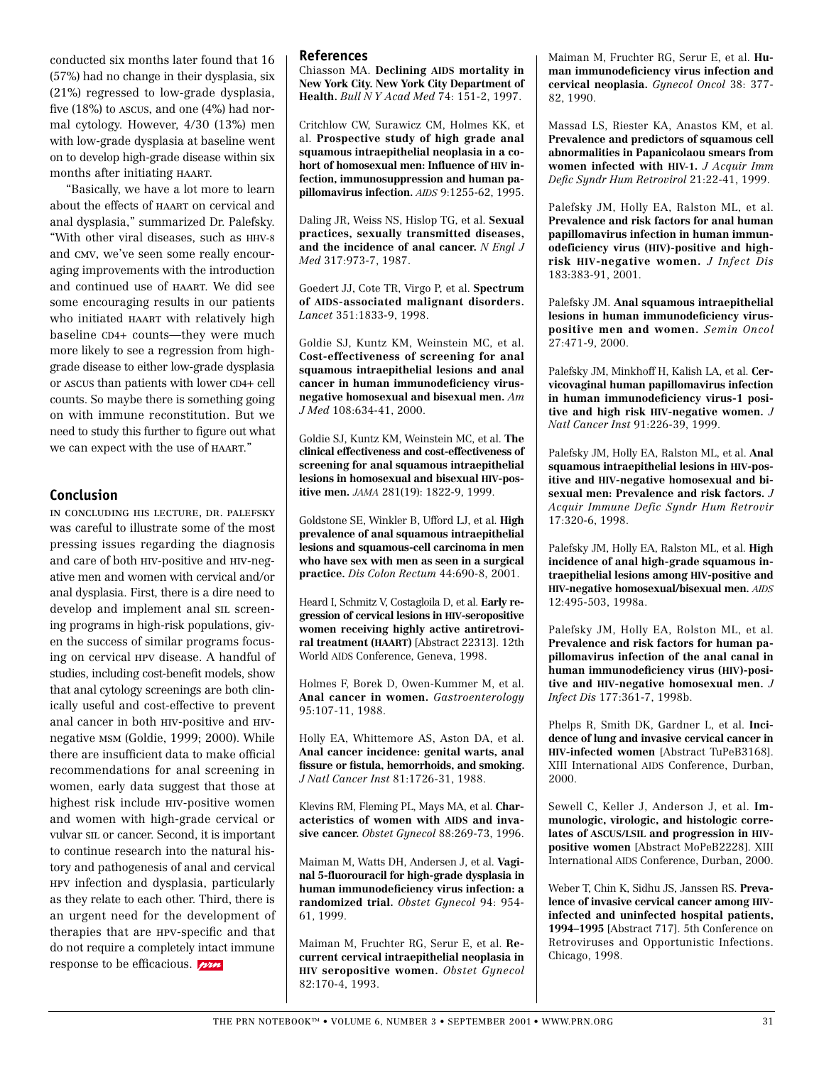conducted six months later found that 16 (57%) had no change in their dysplasia, six (21%) regressed to low-grade dysplasia, five (18%) to ASCUS, and one (4%) had normal cytology. However, 4/30 (13%) men with low-grade dysplasia at baseline went on to develop high-grade disease within six months after initiating HAART.

"Basically, we have a lot more to learn about the effects of HAART on cervical and anal dysplasia," summarized Dr. Palefsky. "With other viral diseases, such as HHV-8 and CMV, we've seen some really encouraging improvements with the introduction and continued use of HAART. We did see some encouraging results in our patients who initiated HAART with relatively high baseline CD4+ counts—they were much more likely to see a regression from high-grade disease to either low-grade dysplasia or ASCUS than patients with lower CD4+ cell counts. So maybe there is something going on with immune reconstitution. But we need to study this further to figure out what we can expect with the use of HAART."

## Conclusion

IN CONCLUDING HIS LECTURE, DR. PALEFSKY was careful to illustrate some of the most pressing issues regarding the diagnosis and care of both HIV-positive and HIV-negative men and women with cervical and/or anal dysplasia. First, there is a dire need to develop and implement anal SIL screening programs in high-risk populations, given the success of similar programs focusing on cervical HPV disease. A handful of studies, including cost-benefit models, show that anal cytology screenings are both clinically useful and cost-effective to prevent anal cancer in both HIV-positive and HIV-negative MSM (Goldie, 1999; 2000). While there are insufficient data to make official recommendations for anal screening in women, early data suggest that those at highest risk include HIV-positive women and women with high-grade cervical or vulvar SIL or cancer. Second, it is important to continue research into the natural history and pathogenesis of anal and cervical HPV infection and dysplasia, particularly as they relate to each other. Third, there is an urgent need for the development of therapies that are HPV-specific and that do not require a completely intact immune response to be efficacious.

## References

Chiasson MA. **Declining AIDS mortality in New York City. New York City Department of Health.** *Bull N Y Acad Med* 74: 151-2, 1997.

Critchlow CW, Surawicz CM, Holmes KK, et al. **Prospective study of high grade anal squamous intraepithelial neoplasia in a cohort of homosexual men: Influence of HIV infection, immunosuppression and human papillomavirus infection.** *AIDS* 9:1255-62, 1995.

Daling JR, Weiss NS, Hislop TG, et al. **Sexual practices, sexually transmitted diseases, and the incidence of anal cancer.** *N Engl J Med* 317:973-7, 1987.

Goedert JJ, Cote TR, Virgo P, et al. **Spectrum of AIDS-associated malignant disorders.** *Lancet* 351:1833-9, 1998.

Goldie SJ, Kuntz KM, Weinstein MC, et al. **Cost-effectiveness of screening for anal squamous intraepithelial lesions and anal cancer in human immunodeficiency virus-negative homosexual and bisexual men.** *Am J Med* 108:634-41, 2000.

Goldie SJ, Kuntz KM, Weinstein MC, et al. **The clinical effectiveness and cost-effectiveness of screening for anal squamous intraepithelial lesions in homosexual and bisexual HIV-positive men.** *JAMA* 281(19): 1822-9, 1999.

Goldstone SE, Winkler B, Ufford LJ, et al. **High prevalence of anal squamous intraepithelial lesions and squamous-cell carcinoma in men who have sex with men as seen in a surgical practice.** *Dis Colon Rectum* 44:690-8, 2001.

Heard I, Schmitz V, Costagloila D, et al. **Early regression of cervical lesions in HIV-seropositive women receiving highly active antiretroviral treatment (HAART)** [Abstract 22313]. 12th World AIDS Conference, Geneva, 1998.

Holmes F, Borek D, Owen-Kummer M, et al. **Anal cancer in women.** *Gastroenterology* 95:107-11, 1988.

Holly EA, Whittemore AS, Aston DA, et al. **Anal cancer incidence: genital warts, anal fissure or fistula, hemorrhoids, and smoking.** *J Natl Cancer Inst* 81:1726-31, 1988.

Klevins RM, Fleming PL, Mays MA, et al. **Characteristics of women with AIDS and invasive cancer.** *Obstet Gynecol* 88:269-73, 1996.

Maiman M, Watts DH, Andersen J, et al. **Vaginal 5-fluorouracil for high-grade dysplasia in human immunodeficiency virus infection: a randomized trial.** *Obstet Gynecol* 94: 954-61, 1999.

Maiman M, Fruchter RG, Serur E, et al. **Recurrent cervical intraepithelial neoplasia in HIV seropositive women.** *Obstet Gynecol* 82:170-4, 1993.

Maiman M, Fruchter RG, Serur E, et al. **Human immunodeficiency virus infection and cervical neoplasia.** *Gynecol Oncol* 38: 377-82, 1990.

Massad LS, Riester KA, Anastos KM, et al. **Prevalence and predictors of squamous cell abnormalities in Papanicolaou smears from women infected with HIV-1.** *J Acquir Imm Defic Syndr Hum Retrovirol* 21:22-41, 1999.

Palefsky JM, Holly EA, Ralston ML, et al. **Prevalence and risk factors for anal human papillomavirus infection in human immunodeficiency virus (HIV)-positive and high-risk HIV-negative women.** *J Infect Dis* 183:383-91, 2001.

Palefsky JM. **Anal squamous intraepithelial lesions in human immunodeficiency virus-positive men and women.** *Semin Oncol* 27:471-9, 2000.

Palefsky JM, Minkhoff H, Kalish LA, et al. **Cervicovaginal human papillomavirus infection in human immunodeficiency virus-1 positive and high risk HIV-negative women.** *J Natl Cancer Inst* 91:226-39, 1999.

Palefsky JM, Holly EA, Ralston ML, et al. **Anal squamous intraepithelial lesions in HIV-positive and HIV-negative homosexual and bisexual men: Prevalence and risk factors.** *J Acquir Immune Defic Syndr Hum Retrovir* 17:320-6, 1998.

Palefsky JM, Holly EA, Ralston ML, et al. **High incidence of anal high-grade squamous intraepithelial lesions among HIV-positive and HIV-negative homosexual/bisexual men.** *AIDS* 12:495-503, 1998a.

Palefsky JM, Holly EA, Rolston ML, et al. **Prevalence and risk factors for human papillomavirus infection of the anal canal in human immunodeficiency virus (HIV)-positive and HIV-negative homosexual men.** *J Infect Dis* 177:361-7, 1998b.

Phelps R, Smith DK, Gardner L, et al. **Incidence of lung and invasive cervical cancer in HIV-infected women** [Abstract TuPeB3168]. XIII International AIDS Conference, Durban, 2000.

Sewell C, Keller J, Anderson J, et al. **Immunologic, virologic, and histologic correlates of ASCUS/LSIL and progression in HIV-positive women** [Abstract MoPeB2228]. XIII International AIDS Conference, Durban, 2000.

Weber T, Chin K, Sidhu JS, Janssen RS. **Prevalence of invasive cervical cancer among HIV-infected and uninfected hospital patients, 1994–1995** [Abstract 717]. 5th Conference on Retroviruses and Opportunistic Infections. Chicago, 1998.